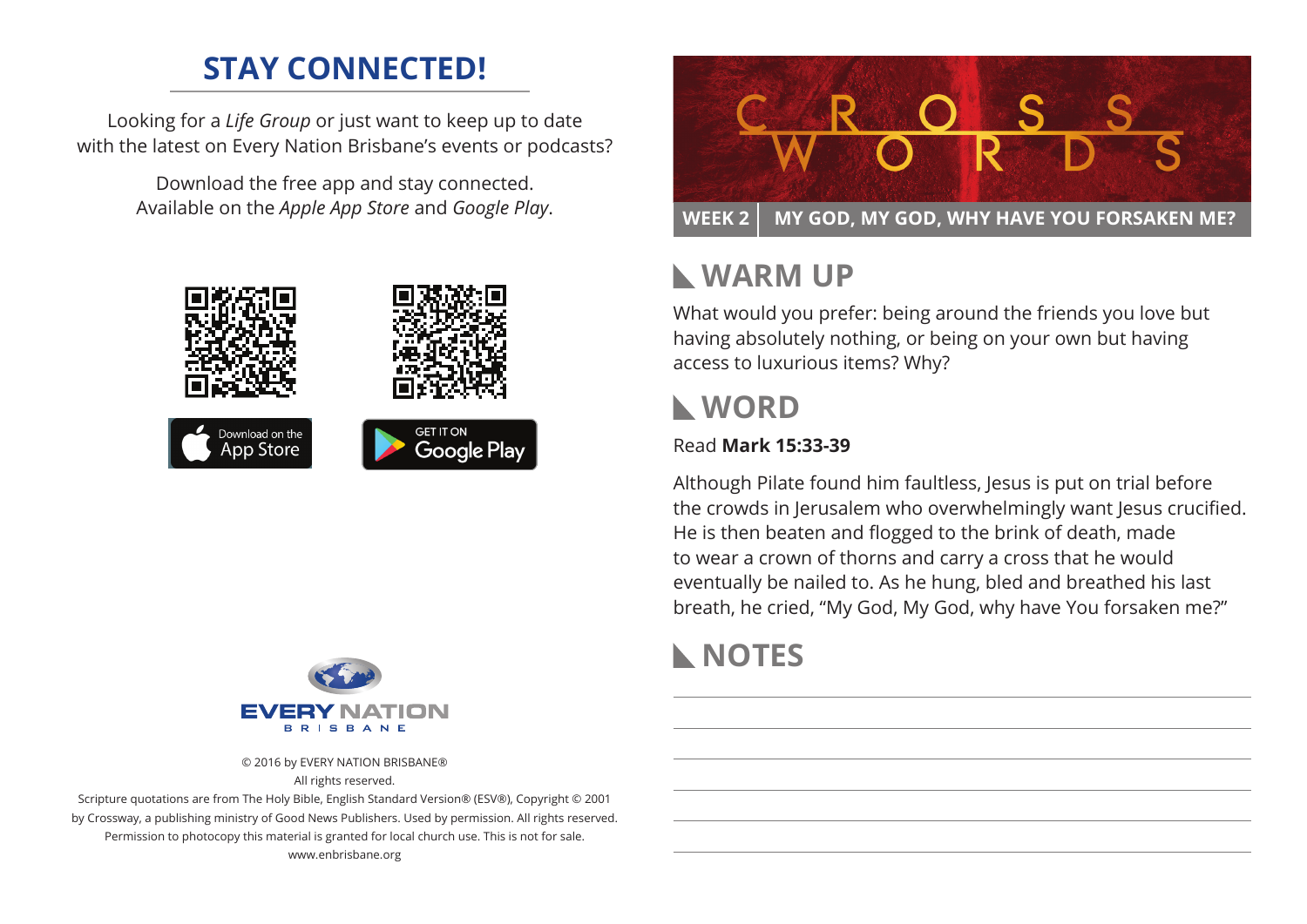## STAY CONNECTED!

Looking for a *Life Group* or just want to keep up to date with the latest on Every Nation Brisbane's events or podcasts?

Download the free app and stay connected.
Available on the *Apple App Store* and *Google Play*.

Download on the App Store

GET IT ON Google Play

EVERY NATION BRISBANE

© 2016 by EVERY NATION BRISBANE®
All rights reserved.
Scripture quotations are from The Holy Bible, English Standard Version® (ESV®), Copyright © 2001 by Crossway, a publishing ministry of Good News Publishers. Used by permission. All rights reserved.
Permission to photocopy this material is granted for local church use. This is not for sale.
www.enbrisbane.org

# CROSS WORDS

**WEEK 2 | MY GOD, MY GOD, WHY HAVE YOU FORSAKEN ME?**

## WARM UP

What would you prefer: being around the friends you love but having absolutely nothing, or being on your own but having access to luxurious items? Why?

## WORD

Read **Mark 15:33-39**

Although Pilate found him faultless, Jesus is put on trial before the crowds in Jerusalem who overwhelmingly want Jesus crucified. He is then beaten and flogged to the brink of death, made to wear a crown of thorns and carry a cross that he would eventually be nailed to. As he hung, bled and breathed his last breath, he cried, "My God, My God, why have You forsaken me?"

## NOTES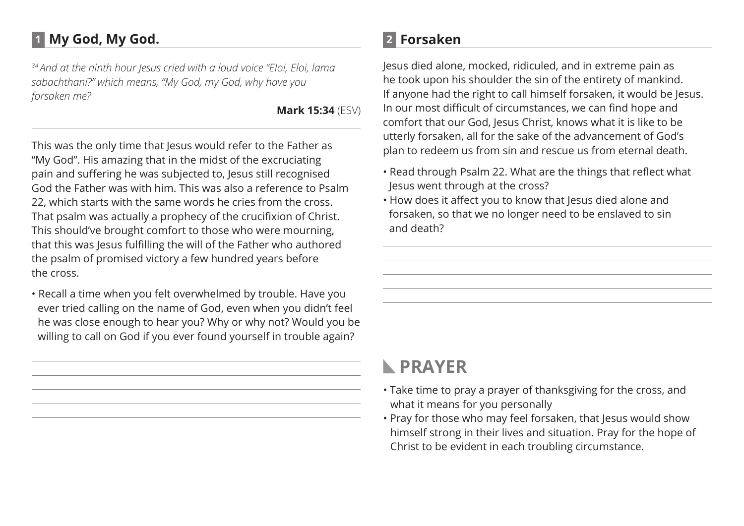## 1 My God, My God.

*[34] And at the ninth hour Jesus cried with a loud voice "Eloi, Eloi, lama sabachthani?" which means, "My God, my God, why have you forsaken me?*

**Mark 15:34** (ESV)

This was the only time that Jesus would refer to the Father as "My God". His amazing that in the midst of the excruciating pain and suffering he was subjected to, Jesus still recognised God the Father was with him. This was also a reference to Psalm 22, which starts with the same words he cries from the cross. That psalm was actually a prophecy of the crucifixion of Christ. This should've brought comfort to those who were mourning, that this was Jesus fulfilling the will of the Father who authored the psalm of promised victory a few hundred years before the cross.

- Recall a time when you felt overwhelmed by trouble. Have you ever tried calling on the name of God, even when you didn't feel he was close enough to hear you? Why or why not? Would you be willing to call on God if you ever found yourself in trouble again?

## 2 Forsaken

Jesus died alone, mocked, ridiculed, and in extreme pain as he took upon his shoulder the sin of the entirety of mankind. If anyone had the right to call himself forsaken, it would be Jesus. In our most difficult of circumstances, we can find hope and comfort that our God, Jesus Christ, knows what it is like to be utterly forsaken, all for the sake of the advancement of God's plan to redeem us from sin and rescue us from eternal death.

- Read through Psalm 22. What are the things that reflect what Jesus went through at the cross?
- How does it affect you to know that Jesus died alone and forsaken, so that we no longer need to be enslaved to sin and death?

## PRAYER

- Take time to pray a prayer of thanksgiving for the cross, and what it means for you personally
- Pray for those who may feel forsaken, that Jesus would show himself strong in their lives and situation. Pray for the hope of Christ to be evident in each troubling circumstance.